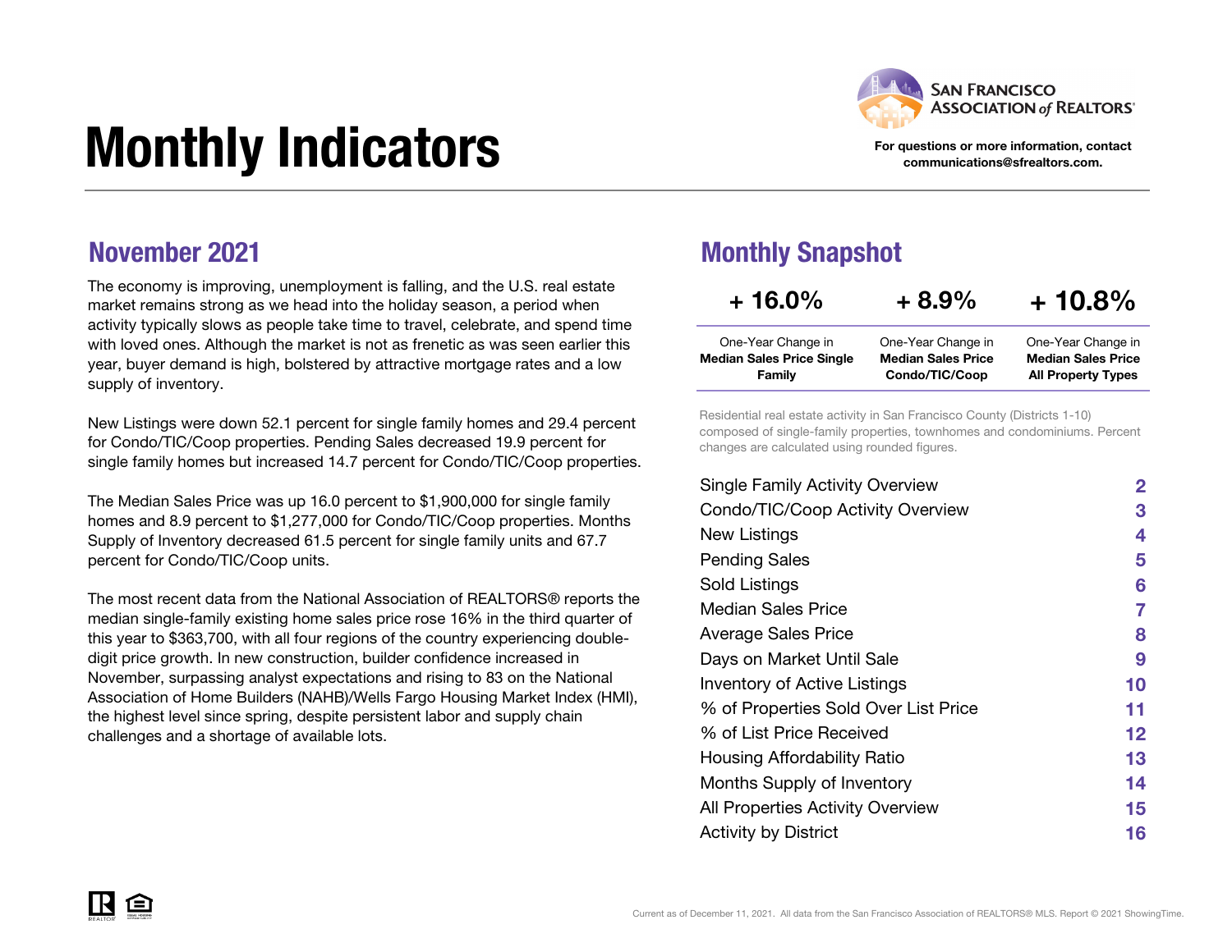# Monthly Indicators

SAN FRANCISCO ASSOCIATION of REALTORS®

For questions or more information, contact communications@sfrealtors.com.

## November 2021

The economy is improving, unemployment is falling, and the U.S. real estate market remains strong as we head into the holiday season, a period when activity typically slows as people take time to travel, celebrate, and spend time with loved ones. Although the market is not as frenetic as was seen earlier this year, buyer demand is high, bolstered by attractive mortgage rates and a low supply of inventory.

New Listings were down 52.1 percent for single family homes and 29.4 percent for Condo/TIC/Coop properties. Pending Sales decreased 19.9 percent for single family homes but increased 14.7 percent for Condo/TIC/Coop properties.

The Median Sales Price was up 16.0 percent to $1,900,000 for single family homes and 8.9 percent to $1,277,000 for Condo/TIC/Coop properties. Months Supply of Inventory decreased 61.5 percent for single family units and 67.7 percent for Condo/TIC/Coop units.

The most recent data from the National Association of REALTORS® reports the median single-family existing home sales price rose 16% in the third quarter of this year to $363,700, with all four regions of the country experiencing double-digit price growth. In new construction, builder confidence increased in November, surpassing analyst expectations and rising to 83 on the National Association of Home Builders (NAHB)/Wells Fargo Housing Market Index (HMI), the highest level since spring, despite persistent labor and supply chain challenges and a shortage of available lots.

## Monthly Snapshot

| + 16.0% | + 8.9% | + 10.8% |
|---|---|---|
| One-Year Change in **Median Sales Price Single Family** | One-Year Change in **Median Sales Price Condo/TIC/Coop** | One-Year Change in **Median Sales Price All Property Types** |

Residential real estate activity in San Francisco County (Districts 1-10) composed of single-family properties, townhomes and condominiums. Percent changes are calculated using rounded figures.

| | |
|---|---|
| Single Family Activity Overview | 2 |
| Condo/TIC/Coop Activity Overview | 3 |
| New Listings | 4 |
| Pending Sales | 5 |
| Sold Listings | 6 |
| Median Sales Price | 7 |
| Average Sales Price | 8 |
| Days on Market Until Sale | 9 |
| Inventory of Active Listings | 10 |
| % of Properties Sold Over List Price | 11 |
| % of List Price Received | 12 |
| Housing Affordability Ratio | 13 |
| Months Supply of Inventory | 14 |
| All Properties Activity Overview | 15 |
| Activity by District | 16 |

Current as of December 11, 2021. All data from the San Francisco Association of REALTORS® MLS. Report © 2021 ShowingTime.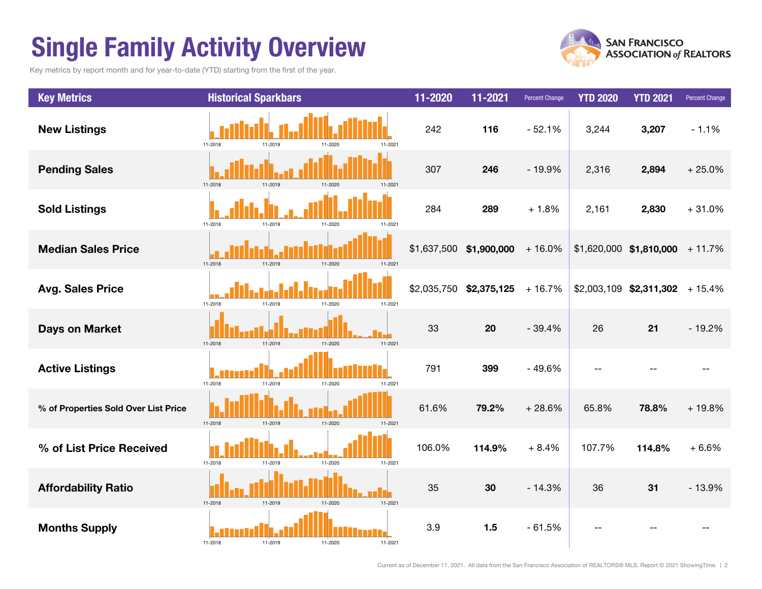# Single Family Activity Overview

Key metrics by report month and for year-to-date (YTD) starting from the first of the year.

| Key Metrics | Historical Sparkbars | 11-2020 | 11-2021 | Percent Change | YTD 2020 | YTD 2021 | Percent Change |
|---|---|---|---|---|---|---|---|
| New Listings | 11-2018 11-2019 11-2020 11-2021 | 242 | **116** | - 52.1% | 3,244 | **3,207** | - 1.1% |
| Pending Sales | 11-2018 11-2019 11-2020 11-2021 | 307 | **246** | - 19.9% | 2,316 | **2,894** | + 25.0% |
| Sold Listings | 11-2018 11-2019 11-2020 11-2021 | 284 | **289** | + 1.8% | 2,161 | **2,830** | + 31.0% |
| Median Sales Price | 11-2018 11-2019 11-2020 11-2021 | $1,637,500 | **$1,900,000** | + 16.0% | $1,620,000 | **$1,810,000** | + 11.7% |
| Avg. Sales Price | 11-2018 11-2019 11-2020 11-2021 | $2,035,750 | **$2,375,125** | + 16.7% | $2,003,109 | **$2,311,302** | + 15.4% |
| Days on Market | 11-2018 11-2019 11-2020 11-2021 | 33 | **20** | - 39.4% | 26 | **21** | - 19.2% |
| Active Listings | 11-2018 11-2019 11-2020 11-2021 | 791 | **399** | - 49.6% | -- | -- | -- |
| % of Properties Sold Over List Price | 11-2018 11-2019 11-2020 11-2021 | 61.6% | **79.2%** | + 28.6% | 65.8% | **78.8%** | + 19.8% |
| % of List Price Received | 11-2018 11-2019 11-2020 11-2021 | 106.0% | **114.9%** | + 8.4% | 107.7% | **114.8%** | + 6.6% |
| Affordability Ratio | 11-2018 11-2019 11-2020 11-2021 | 35 | **30** | - 14.3% | 36 | **31** | - 13.9% |
| Months Supply | 11-2018 11-2019 11-2020 11-2021 | 3.9 | **1.5** | - 61.5% | -- | -- | -- |

Current as of December 11, 2021. All data from the San Francisco Association of REALTORS® MLS. Report © 2021 ShowingTime.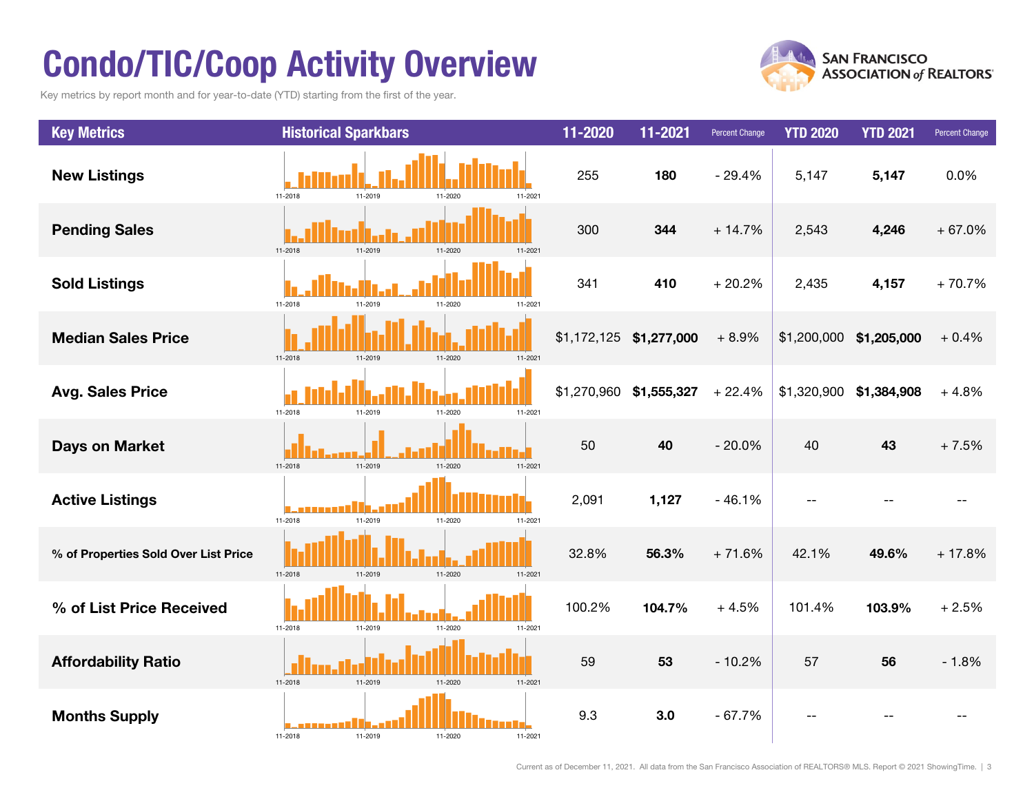# Condo/TIC/Coop Activity Overview

Key metrics by report month and for year-to-date (YTD) starting from the first of the year.

SAN FRANCISCO ASSOCIATION of REALTORS®

| Key Metrics | Historical Sparkbars | 11-2020 | 11-2021 | Percent Change | YTD 2020 | YTD 2021 | Percent Change |
|---|---|---|---|---|---|---|---|
| New Listings | 11-2018 11-2019 11-2020 11-2021 | 255 | **180** | - 29.4% | 5,147 | **5,147** | 0.0% |
| Pending Sales | 11-2018 11-2019 11-2020 11-2021 | 300 | **344** | + 14.7% | 2,543 | **4,246** | + 67.0% |
| Sold Listings | 11-2018 11-2019 11-2020 11-2021 | 341 | **410** | + 20.2% | 2,435 | **4,157** | + 70.7% |
| Median Sales Price | 11-2018 11-2019 11-2020 11-2021 | $1,172,125 | **$1,277,000** | + 8.9% | $1,200,000 | **$1,205,000** | + 0.4% |
| Avg. Sales Price | 11-2018 11-2019 11-2020 11-2021 | $1,270,960 | **$1,555,327** | + 22.4% | $1,320,900 | **$1,384,908** | + 4.8% |
| Days on Market | 11-2018 11-2019 11-2020 11-2021 | 50 | **40** | - 20.0% | 40 | **43** | + 7.5% |
| Active Listings | 11-2018 11-2019 11-2020 11-2021 | 2,091 | **1,127** | - 46.1% | -- | -- | -- |
| % of Properties Sold Over List Price | 11-2018 11-2019 11-2020 11-2021 | 32.8% | **56.3%** | + 71.6% | 42.1% | **49.6%** | + 17.8% |
| % of List Price Received | 11-2018 11-2019 11-2020 11-2021 | 100.2% | **104.7%** | + 4.5% | 101.4% | **103.9%** | + 2.5% |
| Affordability Ratio | 11-2018 11-2019 11-2020 11-2021 | 59 | **53** | - 10.2% | 57 | **56** | - 1.8% |
| Months Supply | 11-2018 11-2019 11-2020 11-2021 | 9.3 | **3.0** | - 67.7% | -- | -- | -- |

Current as of December 11, 2021. All data from the San Francisco Association of REALTORS® MLS. Report © 2021 ShowingTime.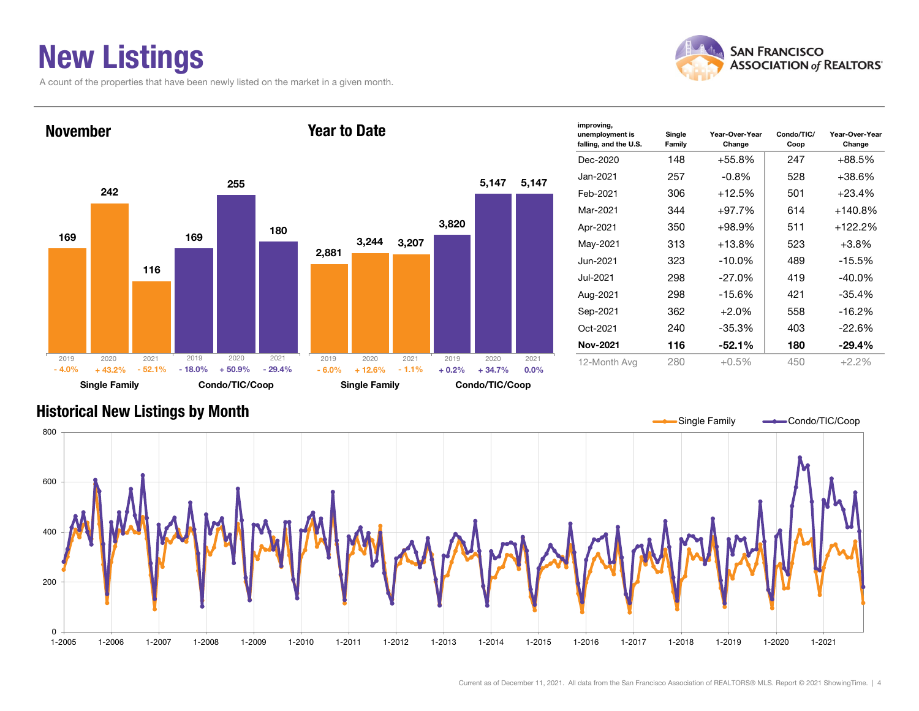# New Listings

A count of the properties that have been newly listed on the market in a given month.

SAN FRANCISCO ASSOCIATION of REALTORS®

## November

| | 2019 | 2020 | 2021 |
|---|---|---|---|
| Single Family | 169 | 242 | 116 |
| Change | - 4.0% | + 43.2% | - 52.1% |
| Condo/TIC/Coop | 169 | 255 | 180 |
| Change | - 18.0% | + 50.9% | - 29.4% |

## Year to Date

| | 2019 | 2020 | 2021 |
|---|---|---|---|
| Single Family | 2,881 | 3,244 | 3,207 |
| Change | - 6.0% | + 12.6% | - 1.1% |
| Condo/TIC/Coop | 3,820 | 5,147 | 5,147 |
| Change | + 0.2% | + 34.7% | 0.0% |

| improving, unemployment is falling, and the U.S. | Single Family | Year-Over-Year Change | Condo/TIC/Coop | Year-Over-Year Change |
|---|---|---|---|---|
| Dec-2020 | 148 | +55.8% | 247 | +88.5% |
| Jan-2021 | 257 | -0.8% | 528 | +38.6% |
| Feb-2021 | 306 | +12.5% | 501 | +23.4% |
| Mar-2021 | 344 | +97.7% | 614 | +140.8% |
| Apr-2021 | 350 | +98.9% | 511 | +122.2% |
| May-2021 | 313 | +13.8% | 523 | +3.8% |
| Jun-2021 | 323 | -10.0% | 489 | -15.5% |
| Jul-2021 | 298 | -27.0% | 419 | -40.0% |
| Aug-2021 | 298 | -15.6% | 421 | -35.4% |
| Sep-2021 | 362 | +2.0% | 558 | -16.2% |
| Oct-2021 | 240 | -35.3% | 403 | -22.6% |
| **Nov-2021** | **116** | **-52.1%** | **180** | **-29.4%** |
| 12-Month Avg | 280 | +0.5% | 450 | +2.2% |

## Historical New Listings by Month

Single Family — Condo/TIC/Coop

Current as of December 11, 2021. All data from the San Francisco Association of REALTORS® MLS. Report © 2021 ShowingTime.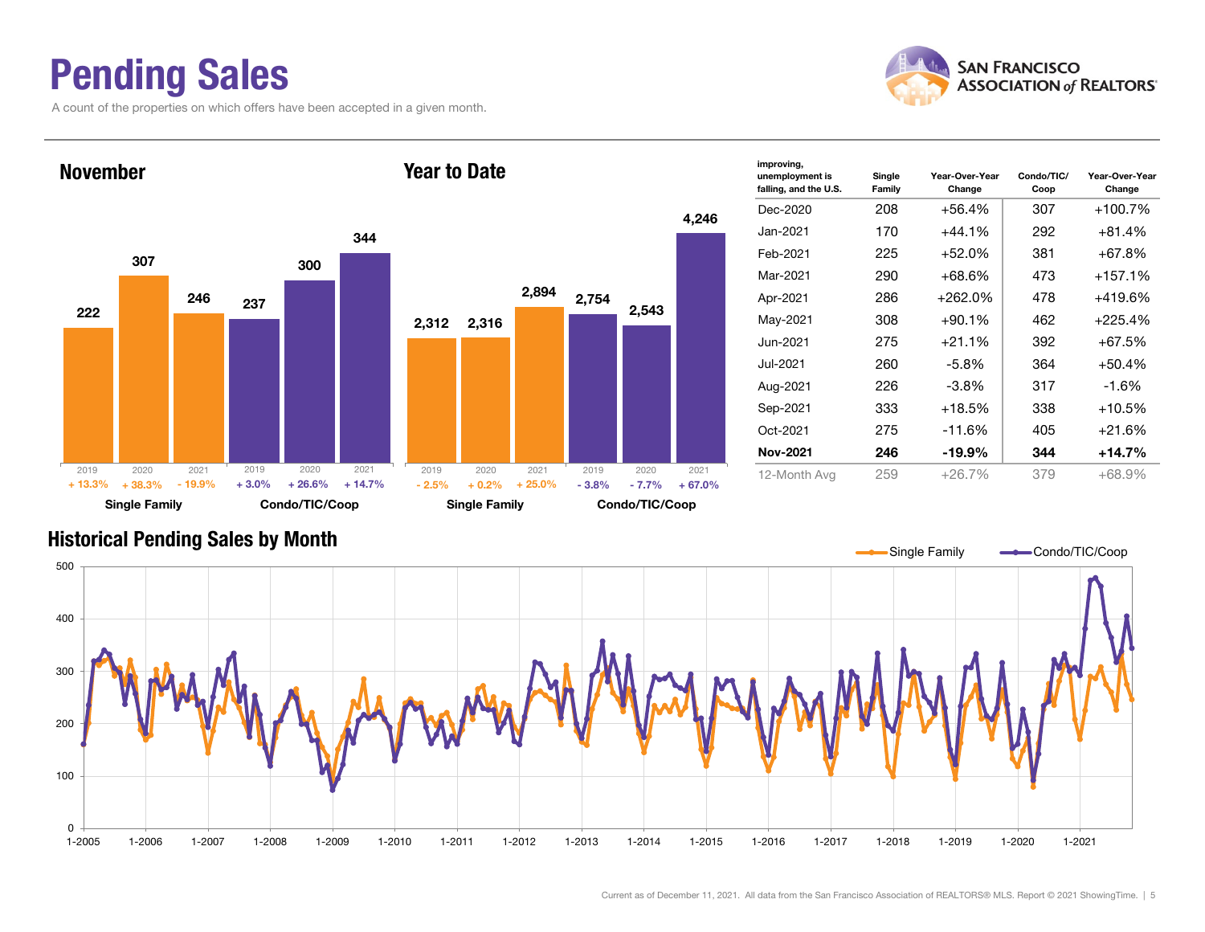# Pending Sales

A count of the properties on which offers have been accepted in a given month.

SAN FRANCISCO ASSOCIATION of REALTORS®

## November

| | 2019 | 2020 | 2021 |
|---|---|---|---|
| Single Family | 222 | 307 | 246 |
| Change | + 13.3% | + 38.3% | - 19.9% |
| Condo/TIC/Coop | 237 | 300 | 344 |
| Change | + 3.0% | + 26.6% | + 14.7% |

## Year to Date

| | 2019 | 2020 | 2021 |
|---|---|---|---|
| Single Family | 2,312 | 2,316 | 2,894 |
| Change | - 2.5% | + 0.2% | + 25.0% |
| Condo/TIC/Coop | 2,754 | 2,543 | 4,246 |
| Change | - 3.8% | - 7.7% | + 67.0% |

| improving, unemployment is falling, and the U.S. | Single Family | Year-Over-Year Change | Condo/TIC/ Coop | Year-Over-Year Change |
|---|---|---|---|---|
| Dec-2020 | 208 | +56.4% | 307 | +100.7% |
| Jan-2021 | 170 | +44.1% | 292 | +81.4% |
| Feb-2021 | 225 | +52.0% | 381 | +67.8% |
| Mar-2021 | 290 | +68.6% | 473 | +157.1% |
| Apr-2021 | 286 | +262.0% | 478 | +419.6% |
| May-2021 | 308 | +90.1% | 462 | +225.4% |
| Jun-2021 | 275 | +21.1% | 392 | +67.5% |
| Jul-2021 | 260 | -5.8% | 364 | +50.4% |
| Aug-2021 | 226 | -3.8% | 317 | -1.6% |
| Sep-2021 | 333 | +18.5% | 338 | +10.5% |
| Oct-2021 | 275 | -11.6% | 405 | +21.6% |
| **Nov-2021** | **246** | **-19.9%** | **344** | **+14.7%** |
| 12-Month Avg | 259 | +26.7% | 379 | +68.9% |

## Historical Pending Sales by Month

Single Family — Condo/TIC/Coop

Current as of December 11, 2021. All data from the San Francisco Association of REALTORS® MLS. Report © 2021 ShowingTime.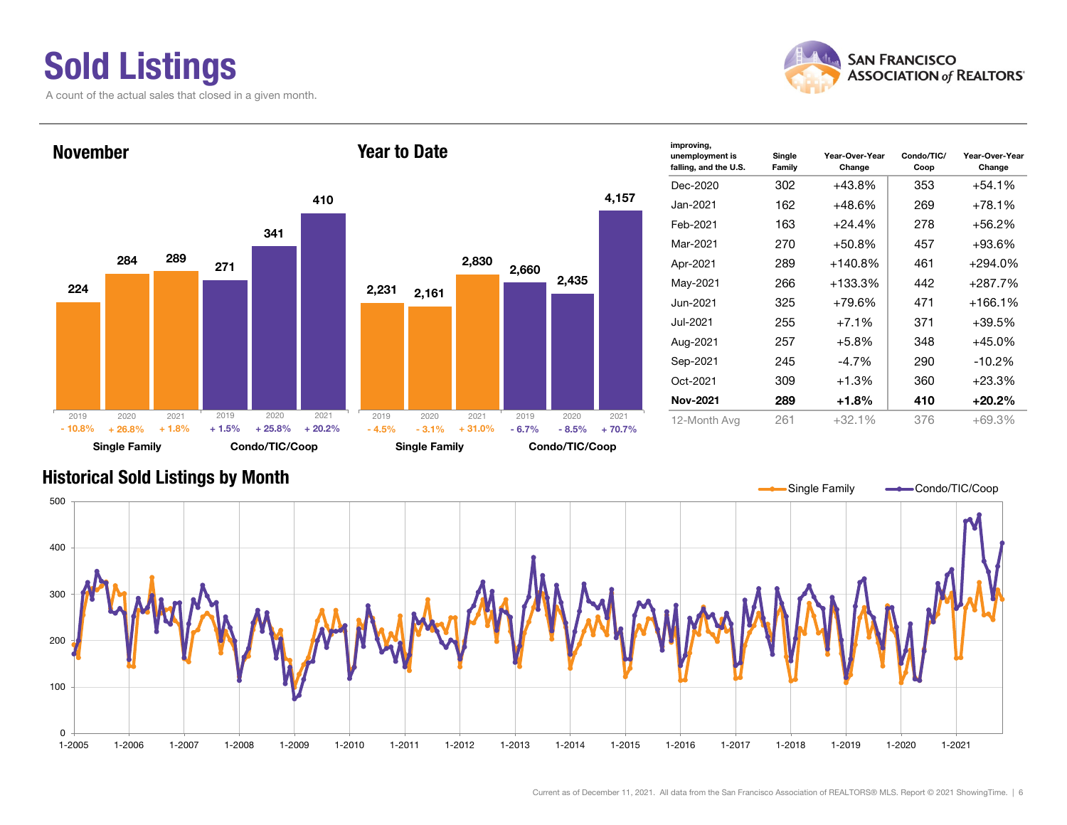# Sold Listings

A count of the actual sales that closed in a given month.

## November

| | 2019 | 2020 | 2021 |
|---|---|---|---|
| Single Family | 224 | 284 | 289 |
| Change | - 10.8% | + 26.8% | + 1.8% |
| Condo/TIC/Coop | 271 | 341 | 410 |
| Change | + 1.5% | + 25.8% | + 20.2% |

## Year to Date

| | 2019 | 2020 | 2021 |
|---|---|---|---|
| Single Family | 2,231 | 2,161 | 2,830 |
| Change | - 4.5% | - 3.1% | + 31.0% |
| Condo/TIC/Coop | 2,660 | 2,435 | 4,157 |
| Change | - 6.7% | - 8.5% | + 70.7% |

| improving, unemployment is falling, and the U.S. | Single Family | Year-Over-Year Change | Condo/TIC/Coop | Year-Over-Year Change |
|---|---|---|---|---|
| Dec-2020 | 302 | +43.8% | 353 | +54.1% |
| Jan-2021 | 162 | +48.6% | 269 | +78.1% |
| Feb-2021 | 163 | +24.4% | 278 | +56.2% |
| Mar-2021 | 270 | +50.8% | 457 | +93.6% |
| Apr-2021 | 289 | +140.8% | 461 | +294.0% |
| May-2021 | 266 | +133.3% | 442 | +287.7% |
| Jun-2021 | 325 | +79.6% | 471 | +166.1% |
| Jul-2021 | 255 | +7.1% | 371 | +39.5% |
| Aug-2021 | 257 | +5.8% | 348 | +45.0% |
| Sep-2021 | 245 | -4.7% | 290 | -10.2% |
| Oct-2021 | 309 | +1.3% | 360 | +23.3% |
| **Nov-2021** | **289** | **+1.8%** | **410** | **+20.2%** |
| 12-Month Avg | 261 | +32.1% | 376 | +69.3% |

## Historical Sold Listings by Month

Single Family / Condo/TIC/Coop

Current as of December 11, 2021. All data from the San Francisco Association of REALTORS® MLS. Report © 2021 ShowingTime.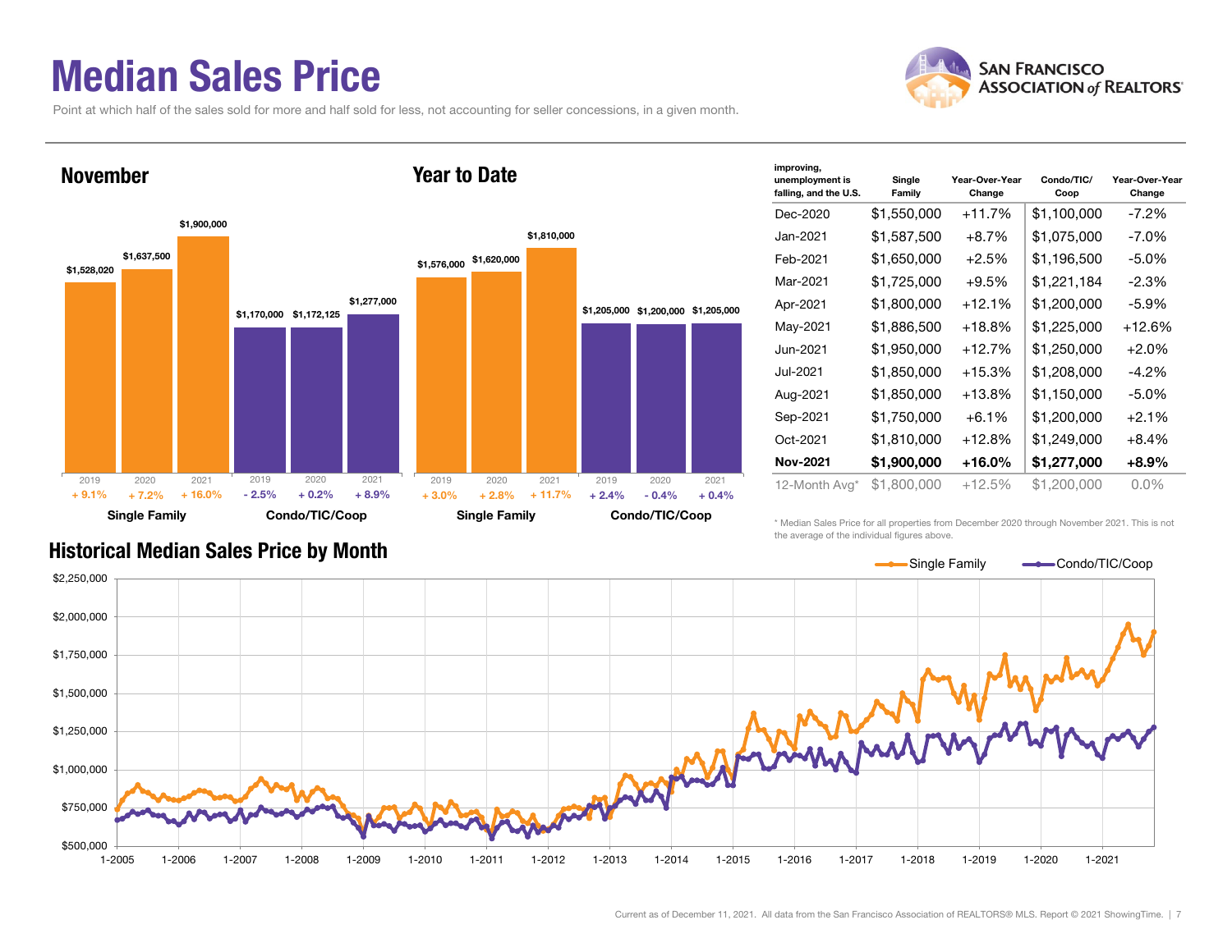# Median Sales Price

Point at which half of the sales sold for more and half sold for less, not accounting for seller concessions, in a given month.

San Francisco Association of Realtors

## November

| | 2019 | 2020 | 2021 |
|---|---|---|---|
| Single Family | $1,528,020 | $1,637,500 | $1,900,000 |
| Change | + 9.1% | + 7.2% | + 16.0% |
| Condo/TIC/Coop | $1,170,000 | $1,172,125 | $1,277,000 |
| Change | - 2.5% | + 0.2% | + 8.9% |

## Year to Date

| | 2019 | 2020 | 2021 |
|---|---|---|---|
| Single Family | $1,576,000 | $1,620,000 | $1,810,000 |
| Change | + 3.0% | + 2.8% | + 11.7% |
| Condo/TIC/Coop | $1,205,000 | $1,200,000 | $1,205,000 |
| Change | + 2.4% | - 0.4% | + 0.4% |

| improving, unemployment is falling, and the U.S. | Single Family | Year-Over-Year Change | Condo/TIC/ Coop | Year-Over-Year Change |
|---|---|---|---|---|
| Dec-2020 | $1,550,000 | +11.7% | $1,100,000 | -7.2% |
| Jan-2021 | $1,587,500 | +8.7% | $1,075,000 | -7.0% |
| Feb-2021 | $1,650,000 | +2.5% | $1,196,500 | -5.0% |
| Mar-2021 | $1,725,000 | +9.5% | $1,221,184 | -2.3% |
| Apr-2021 | $1,800,000 | +12.1% | $1,200,000 | -5.9% |
| May-2021 | $1,886,500 | +18.8% | $1,225,000 | +12.6% |
| Jun-2021 | $1,950,000 | +12.7% | $1,250,000 | +2.0% |
| Jul-2021 | $1,850,000 | +15.3% | $1,208,000 | -4.2% |
| Aug-2021 | $1,850,000 | +13.8% | $1,150,000 | -5.0% |
| Sep-2021 | $1,750,000 | +6.1% | $1,200,000 | +2.1% |
| Oct-2021 | $1,810,000 | +12.8% | $1,249,000 | +8.4% |
| **Nov-2021** | **$1,900,000** | **+16.0%** | **$1,277,000** | **+8.9%** |
| 12-Month Avg* | $1,800,000 | +12.5% | $1,200,000 | 0.0% |

\* Median Sales Price for all properties from December 2020 through November 2021. This is not the average of the individual figures above.

## Historical Median Sales Price by Month

Legend: Single Family, Condo/TIC/Coop

Y-axis: $500,000 to $2,250,000; X-axis: 1-2005 to 1-2021

Current as of December 11, 2021. All data from the San Francisco Association of REALTORS® MLS. Report © 2021 ShowingTime.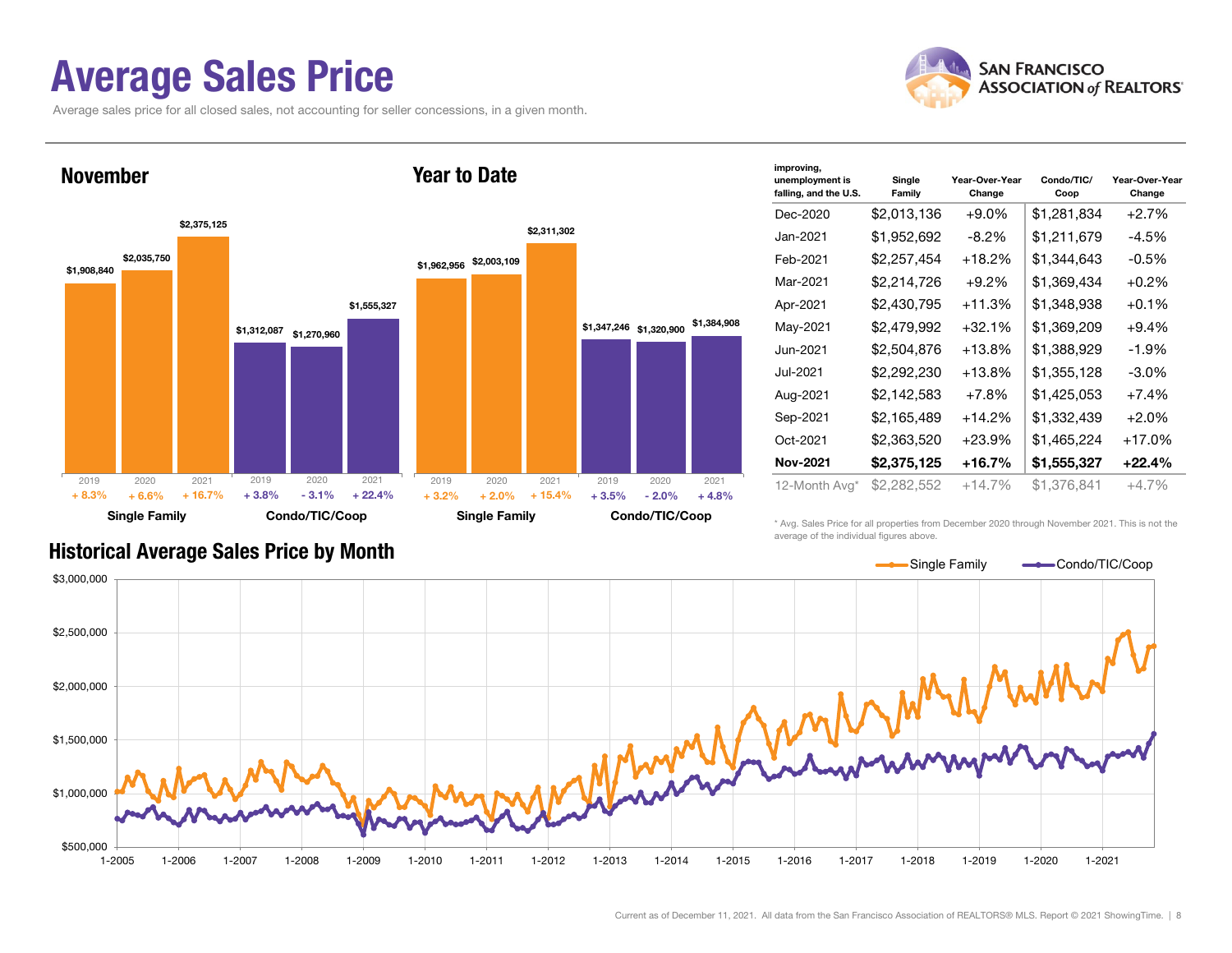# Average Sales Price

Average sales price for all closed sales, not accounting for seller concessions, in a given month.

## November

| | Single Family | | | Condo/TIC/Coop | | |
|---|---|---|---|---|---|---|
| Year | 2019 | 2020 | 2021 | 2019 | 2020 | 2021 |
| Average Sales Price | $1,908,840 | $2,035,750 | $2,375,125 | $1,312,087 | $1,270,960 | $1,555,327 |
| Change | + 8.3% | + 6.6% | + 16.7% | + 3.8% | - 3.1% | + 22.4% |

## Year to Date

| | Single Family | | | Condo/TIC/Coop | | |
|---|---|---|---|---|---|---|
| Year | 2019 | 2020 | 2021 | 2019 | 2020 | 2021 |
| Average Sales Price | $1,962,956 | $2,003,109 | $2,311,302 | $1,347,246 | $1,320,900 | $1,384,908 |
| Change | + 3.2% | + 2.0% | + 15.4% | + 3.5% | - 2.0% | + 4.8% |

| improving, unemployment is falling, and the U.S. | Single Family | Year-Over-Year Change | Condo/TIC/Coop | Year-Over-Year Change |
|---|---|---|---|---|
| Dec-2020 | $2,013,136 | +9.0% | $1,281,834 | +2.7% |
| Jan-2021 | $1,952,692 | -8.2% | $1,211,679 | -4.5% |
| Feb-2021 | $2,257,454 | +18.2% | $1,344,643 | -0.5% |
| Mar-2021 | $2,214,726 | +9.2% | $1,369,434 | +0.2% |
| Apr-2021 | $2,430,795 | +11.3% | $1,348,938 | +0.1% |
| May-2021 | $2,479,992 | +32.1% | $1,369,209 | +9.4% |
| Jun-2021 | $2,504,876 | +13.8% | $1,388,929 | -1.9% |
| Jul-2021 | $2,292,230 | +13.8% | $1,355,128 | -3.0% |
| Aug-2021 | $2,142,583 | +7.8% | $1,425,053 | +7.4% |
| Sep-2021 | $2,165,489 | +14.2% | $1,332,439 | +2.0% |
| Oct-2021 | $2,363,520 | +23.9% | $1,465,224 | +17.0% |
| **Nov-2021** | **$2,375,125** | **+16.7%** | **$1,555,327** | **+22.4%** |
| 12-Month Avg* | $2,282,552 | +14.7% | $1,376,841 | +4.7% |

\* Avg. Sales Price for all properties from December 2020 through November 2021. This is not the average of the individual figures above.

## Historical Average Sales Price by Month

Single Family — Condo/TIC/Coop

Current as of December 11, 2021. All data from the San Francisco Association of REALTORS® MLS. Report © 2021 ShowingTime.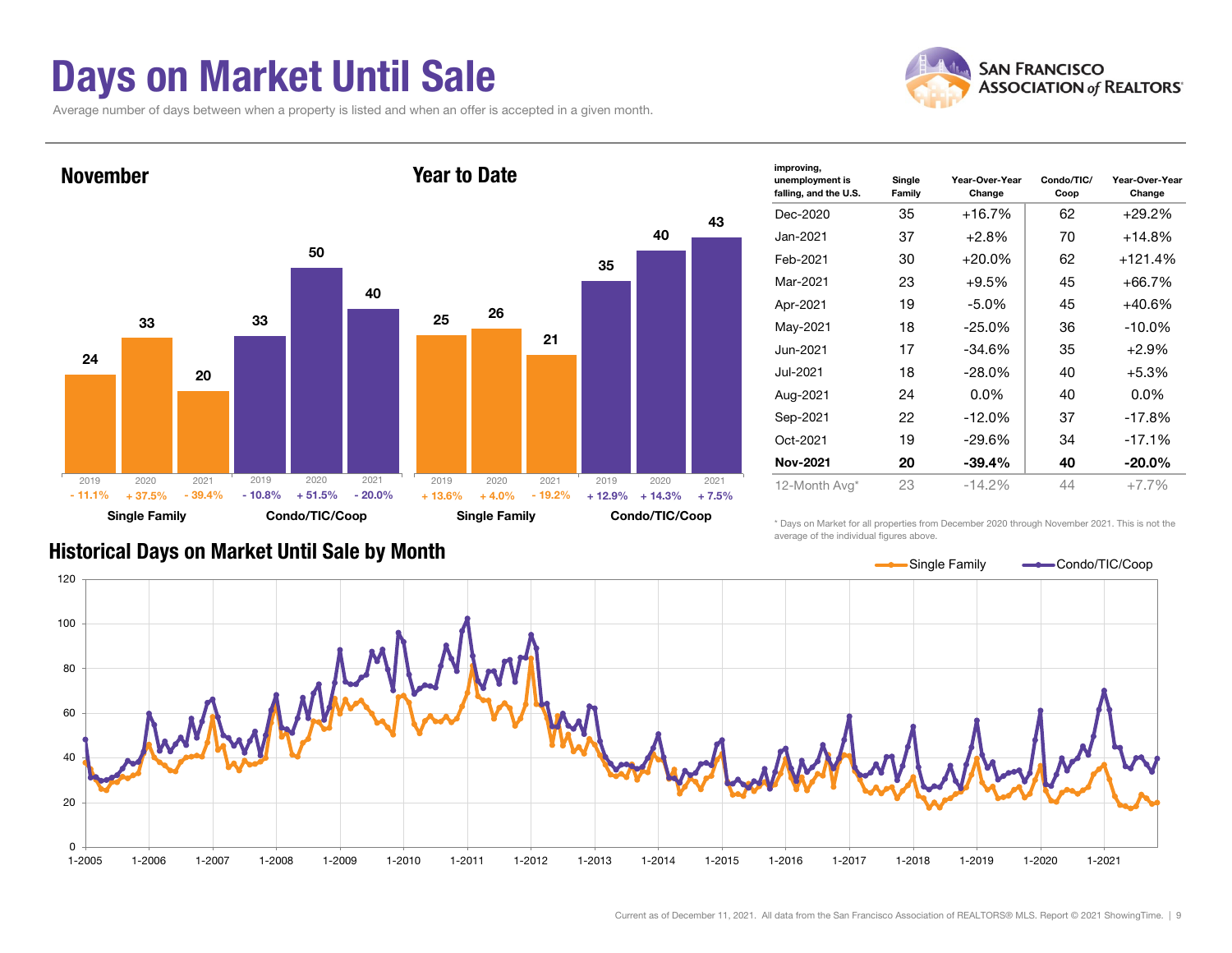# Days on Market Until Sale

Average number of days between when a property is listed and when an offer is accepted in a given month.

## November

| | 2019 | 2020 | 2021 |
|---|---|---|---|
| Single Family | 24 | 33 | 20 |
| Change | - 11.1% | + 37.5% | - 39.4% |
| Condo/TIC/Coop | 33 | 50 | 40 |
| Change | - 10.8% | + 51.5% | - 20.0% |

## Year to Date

| | 2019 | 2020 | 2021 |
|---|---|---|---|
| Single Family | 25 | 26 | 21 |
| Change | + 13.6% | + 4.0% | - 19.2% |
| Condo/TIC/Coop | 35 | 40 | 43 |
| Change | + 12.9% | + 14.3% | + 7.5% |

| improving, unemployment is falling, and the U.S. | Single Family | Year-Over-Year Change | Condo/TIC/ Coop | Year-Over-Year Change |
|---|---|---|---|---|
| Dec-2020 | 35 | +16.7% | 62 | +29.2% |
| Jan-2021 | 37 | +2.8% | 70 | +14.8% |
| Feb-2021 | 30 | +20.0% | 62 | +121.4% |
| Mar-2021 | 23 | +9.5% | 45 | +66.7% |
| Apr-2021 | 19 | -5.0% | 45 | +40.6% |
| May-2021 | 18 | -25.0% | 36 | -10.0% |
| Jun-2021 | 17 | -34.6% | 35 | +2.9% |
| Jul-2021 | 18 | -28.0% | 40 | +5.3% |
| Aug-2021 | 24 | 0.0% | 40 | 0.0% |
| Sep-2021 | 22 | -12.0% | 37 | -17.8% |
| Oct-2021 | 19 | -29.6% | 34 | -17.1% |
| **Nov-2021** | **20** | **-39.4%** | **40** | **-20.0%** |
| 12-Month Avg* | 23 | -14.2% | 44 | +7.7% |

\* Days on Market for all properties from December 2020 through November 2021. This is not the average of the individual figures above.

## Historical Days on Market Until Sale by Month

Single Family | Condo/TIC/Coop

Current as of December 11, 2021. All data from the San Francisco Association of REALTORS® MLS. Report © 2021 ShowingTime.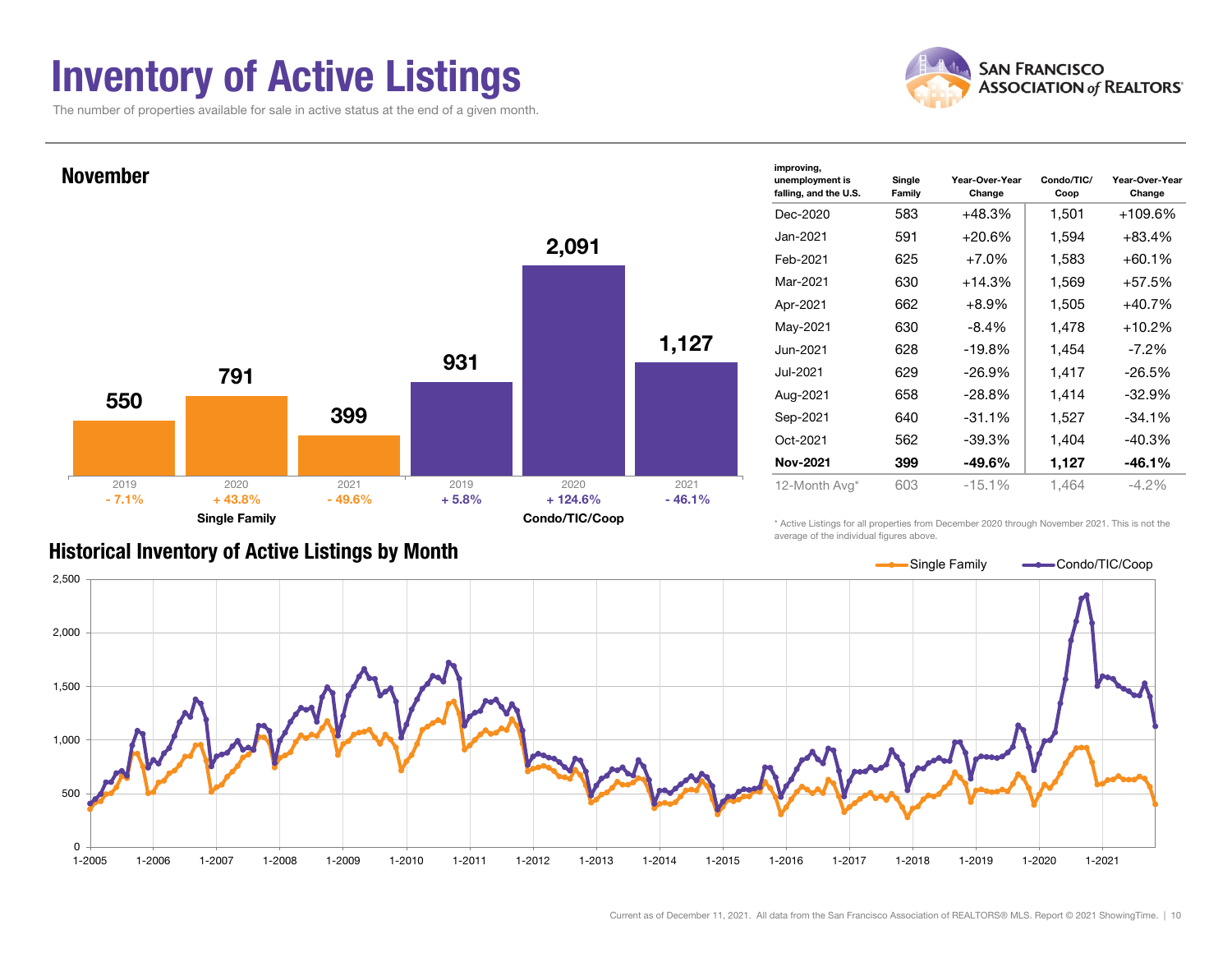# Inventory of Active Listings

The number of properties available for sale in active status at the end of a given month.

## November

| | 2019 | 2020 | 2021 |
|---|---|---|---|
| Single Family | 550 | 791 | 399 |
| YoY Change | - 7.1% | + 43.8% | - 49.6% |
| Condo/TIC/Coop | 931 | 2,091 | 1,127 |
| YoY Change | + 5.8% | + 124.6% | - 46.1% |

| improving, unemployment is falling, and the U.S. | Single Family | Year-Over-Year Change | Condo/TIC/ Coop | Year-Over-Year Change |
|---|---|---|---|---|
| Dec-2020 | 583 | +48.3% | 1,501 | +109.6% |
| Jan-2021 | 591 | +20.6% | 1,594 | +83.4% |
| Feb-2021 | 625 | +7.0% | 1,583 | +60.1% |
| Mar-2021 | 630 | +14.3% | 1,569 | +57.5% |
| Apr-2021 | 662 | +8.9% | 1,505 | +40.7% |
| May-2021 | 630 | -8.4% | 1,478 | +10.2% |
| Jun-2021 | 628 | -19.8% | 1,454 | -7.2% |
| Jul-2021 | 629 | -26.9% | 1,417 | -26.5% |
| Aug-2021 | 658 | -28.8% | 1,414 | -32.9% |
| Sep-2021 | 640 | -31.1% | 1,527 | -34.1% |
| Oct-2021 | 562 | -39.3% | 1,404 | -40.3% |
| **Nov-2021** | **399** | **-49.6%** | **1,127** | **-46.1%** |
| 12-Month Avg* | 603 | -15.1% | 1,464 | -4.2% |

* Active Listings for all properties from December 2020 through November 2021. This is not the average of the individual figures above.

## Historical Inventory of Active Listings by Month

Single Family — Condo/TIC/Coop

Current as of December 11, 2021. All data from the San Francisco Association of REALTORS® MLS. Report © 2021 ShowingTime.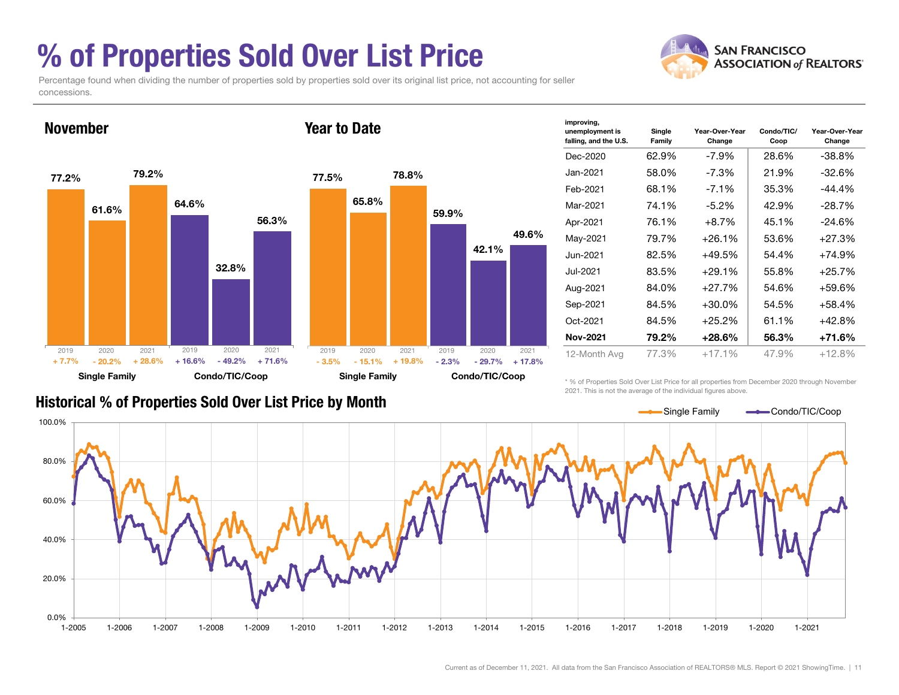# % of Properties Sold Over List Price

Percentage found when dividing the number of properties sold by properties sold over its original list price, not accounting for seller concessions.

## November

| | 2019 | 2020 | 2021 |
|---|---|---|---|
| Single Family | 77.2% | 61.6% | 79.2% |
| Change | + 7.7% | - 20.2% | + 28.6% |
| Condo/TIC/Coop | 64.6% | 32.8% | 56.3% |
| Change | + 16.6% | - 49.2% | + 71.6% |

## Year to Date

| | 2019 | 2020 | 2021 |
|---|---|---|---|
| Single Family | 77.5% | 65.8% | 78.8% |
| Change | - 3.5% | - 15.1% | + 19.8% |
| Condo/TIC/Coop | 59.9% | 42.1% | 49.6% |
| Change | - 2.3% | - 29.7% | + 17.8% |

| improving, unemployment is falling, and the U.S. | Single Family | Year-Over-Year Change | Condo/TIC/Coop | Year-Over-Year Change |
|---|---|---|---|---|
| Dec-2020 | 62.9% | -7.9% | 28.6% | -38.8% |
| Jan-2021 | 58.0% | -7.3% | 21.9% | -32.6% |
| Feb-2021 | 68.1% | -7.1% | 35.3% | -44.4% |
| Mar-2021 | 74.1% | -5.2% | 42.9% | -28.7% |
| Apr-2021 | 76.1% | +8.7% | 45.1% | -24.6% |
| May-2021 | 79.7% | +26.1% | 53.6% | +27.3% |
| Jun-2021 | 82.5% | +49.5% | 54.4% | +74.9% |
| Jul-2021 | 83.5% | +29.1% | 55.8% | +25.7% |
| Aug-2021 | 84.0% | +27.7% | 54.6% | +59.6% |
| Sep-2021 | 84.5% | +30.0% | 54.5% | +58.4% |
| Oct-2021 | 84.5% | +25.2% | 61.1% | +42.8% |
| **Nov-2021** | **79.2%** | **+28.6%** | **56.3%** | **+71.6%** |
| 12-Month Avg | 77.3% | +17.1% | 47.9% | +12.8% |

* % of Properties Sold Over List Price for all properties from December 2020 through November 2021. This is not the average of the individual figures above.

## Historical % of Properties Sold Over List Price by Month

Current as of December 11, 2021. All data from the San Francisco Association of REALTORS® MLS. Report © 2021 ShowingTime.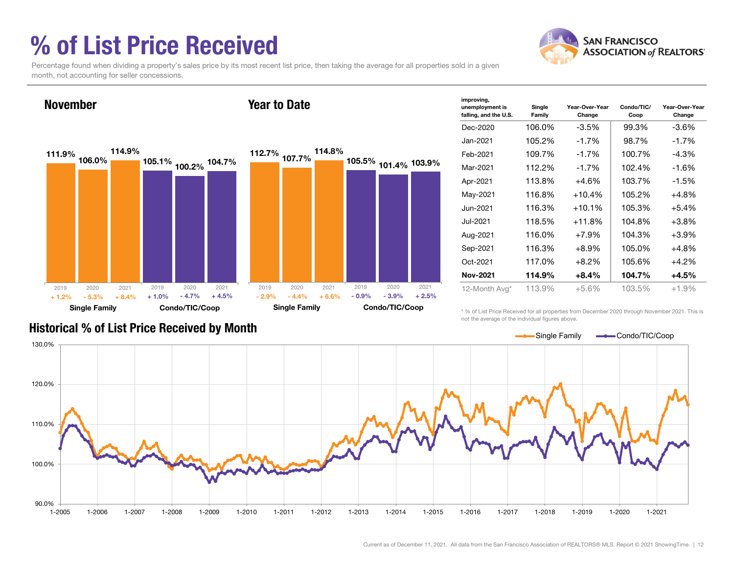# % of List Price Received

Percentage found when dividing a property's sales price by its most recent list price, then taking the average for all properties sold in a given month, not accounting for seller concessions.

## November

| | Single Family | | | Condo/TIC/Coop | | |
|---|---|---|---|---|---|---|
| Year | 2019 | 2020 | 2021 | 2019 | 2020 | 2021 |
| % of List Price Received | 111.9% | 106.0% | 114.9% | 105.1% | 100.2% | 104.7% |
| Change | + 1.2% | - 5.3% | + 8.4% | + 1.0% | - 4.7% | + 4.5% |

## Year to Date

| | Single Family | | | Condo/TIC/Coop | | |
|---|---|---|---|---|---|---|
| Year | 2019 | 2020 | 2021 | 2019 | 2020 | 2021 |
| % of List Price Received | 112.7% | 107.7% | 114.8% | 105.5% | 101.4% | 103.9% |
| Change | - 2.9% | - 4.4% | + 6.6% | - 0.9% | - 3.9% | + 2.5% |

| improving, unemployment is falling, and the U.S. | Single Family | Year-Over-Year Change | Condo/TIC/ Coop | Year-Over-Year Change |
|---|---|---|---|---|
| Dec-2020 | 106.0% | -3.5% | 99.3% | -3.6% |
| Jan-2021 | 105.2% | -1.7% | 98.7% | -1.7% |
| Feb-2021 | 109.7% | -1.7% | 100.7% | -4.3% |
| Mar-2021 | 112.2% | -1.7% | 102.4% | -1.6% |
| Apr-2021 | 113.8% | +4.6% | 103.7% | -1.5% |
| May-2021 | 116.8% | +10.4% | 105.2% | +4.8% |
| Jun-2021 | 116.3% | +10.1% | 105.3% | +5.4% |
| Jul-2021 | 118.5% | +11.8% | 104.8% | +3.8% |
| Aug-2021 | 116.0% | +7.9% | 104.3% | +3.9% |
| Sep-2021 | 116.3% | +8.9% | 105.0% | +4.8% |
| Oct-2021 | 117.0% | +8.2% | 105.6% | +4.2% |
| **Nov-2021** | **114.9%** | **+8.4%** | **104.7%** | **+4.5%** |
| 12-Month Avg* | 113.9% | +5.6% | 103.5% | +1.9% |

\* % of List Price Received for all properties from December 2020 through November 2021. This is not the average of the individual figures above.

## Historical % of List Price Received by Month

Single Family — Condo/TIC/Coop

Current as of December 11, 2021. All data from the San Francisco Association of REALTORS® MLS. Report © 2021 ShowingTime.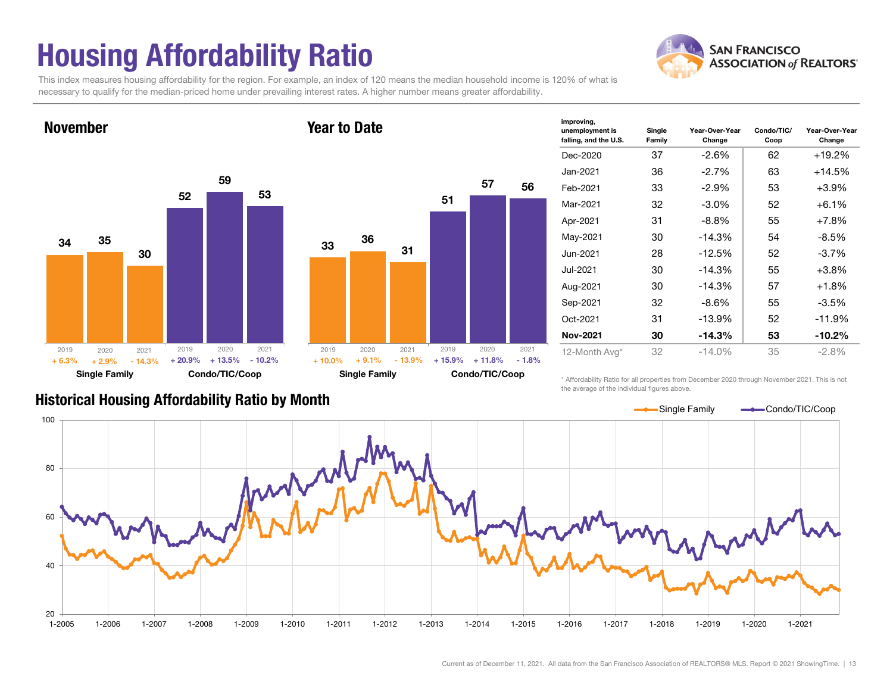# Housing Affordability Ratio

This index measures housing affordability for the region. For example, an index of 120 means the median household income is 120% of what is necessary to qualify for the median-priced home under prevailing interest rates. A higher number means greater affordability.

SAN FRANCISCO ASSOCIATION of REALTORS®

## November

| | 2019 | 2020 | 2021 |
|---|---|---|---|
| Single Family | 34 | 35 | 30 |
| Change | + 6.3% | + 2.9% | - 14.3% |
| Condo/TIC/Coop | 52 | 59 | 53 |
| Change | + 20.9% | + 13.5% | - 10.2% |

## Year to Date

| | 2019 | 2020 | 2021 |
|---|---|---|---|
| Single Family | 33 | 36 | 31 |
| Change | + 10.0% | + 9.1% | - 13.9% |
| Condo/TIC/Coop | 51 | 57 | 56 |
| Change | + 15.9% | + 11.8% | - 1.8% |

| improving, unemployment is falling, and the U.S. | Single Family | Year-Over-Year Change | Condo/TIC/Coop | Year-Over-Year Change |
|---|---|---|---|---|
| Dec-2020 | 37 | -2.6% | 62 | +19.2% |
| Jan-2021 | 36 | -2.7% | 63 | +14.5% |
| Feb-2021 | 33 | -2.9% | 53 | +3.9% |
| Mar-2021 | 32 | -3.0% | 52 | +6.1% |
| Apr-2021 | 31 | -8.8% | 55 | +7.8% |
| May-2021 | 30 | -14.3% | 54 | -8.5% |
| Jun-2021 | 28 | -12.5% | 52 | -3.7% |
| Jul-2021 | 30 | -14.3% | 55 | +3.8% |
| Aug-2021 | 30 | -14.3% | 57 | +1.8% |
| Sep-2021 | 32 | -8.6% | 55 | -3.5% |
| Oct-2021 | 31 | -13.9% | 52 | -11.9% |
| **Nov-2021** | **30** | **-14.3%** | **53** | **-10.2%** |
| 12-Month Avg* | 32 | -14.0% | 35 | -2.8% |

\* Affordability Ratio for all properties from December 2020 through November 2021. This is not the average of the individual figures above.

## Historical Housing Affordability Ratio by Month

Single Family — Condo/TIC/Coop

Current as of December 11, 2021. All data from the San Francisco Association of REALTORS® MLS. Report © 2021 ShowingTime.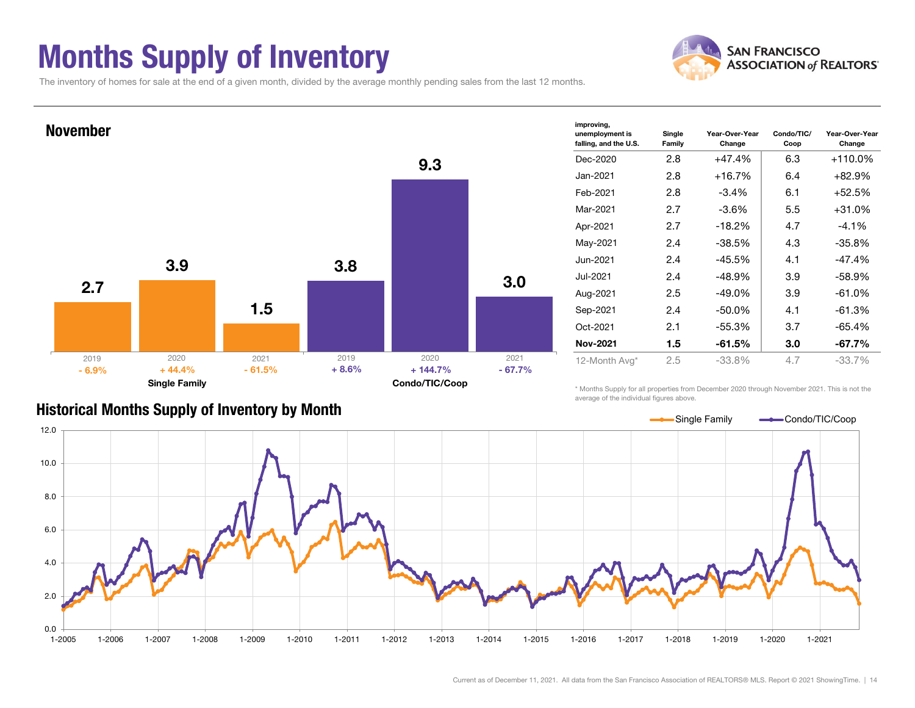# Months Supply of Inventory

The inventory of homes for sale at the end of a given month, divided by the average monthly pending sales from the last 12 months.

## November

| | 2019 | 2020 | 2021 |
|---|---|---|---|
| Single Family | 2.7 (- 6.9%) | 3.9 (+ 44.4%) | 1.5 (- 61.5%) |
| Condo/TIC/Coop | 3.8 (+ 8.6%) | 9.3 (+ 144.7%) | 3.0 (- 67.7%) |

| improving, unemployment is falling, and the U.S. | Single Family | Year-Over-Year Change | Condo/TIC/ Coop | Year-Over-Year Change |
|---|---|---|---|---|
| Dec-2020 | 2.8 | +47.4% | 6.3 | +110.0% |
| Jan-2021 | 2.8 | +16.7% | 6.4 | +82.9% |
| Feb-2021 | 2.8 | -3.4% | 6.1 | +52.5% |
| Mar-2021 | 2.7 | -3.6% | 5.5 | +31.0% |
| Apr-2021 | 2.7 | -18.2% | 4.7 | -4.1% |
| May-2021 | 2.4 | -38.5% | 4.3 | -35.8% |
| Jun-2021 | 2.4 | -45.5% | 4.1 | -47.4% |
| Jul-2021 | 2.4 | -48.9% | 3.9 | -58.9% |
| Aug-2021 | 2.5 | -49.0% | 3.9 | -61.0% |
| Sep-2021 | 2.4 | -50.0% | 4.1 | -61.3% |
| Oct-2021 | 2.1 | -55.3% | 3.7 | -65.4% |
| **Nov-2021** | **1.5** | **-61.5%** | **3.0** | **-67.7%** |
| 12-Month Avg* | 2.5 | -33.8% | 4.7 | -33.7% |

* Months Supply for all properties from December 2020 through November 2021. This is not the average of the individual figures above.

## Historical Months Supply of Inventory by Month

Single Family / Condo/TIC/Coop

Current as of December 11, 2021. All data from the San Francisco Association of REALTORS® MLS. Report © 2021 ShowingTime.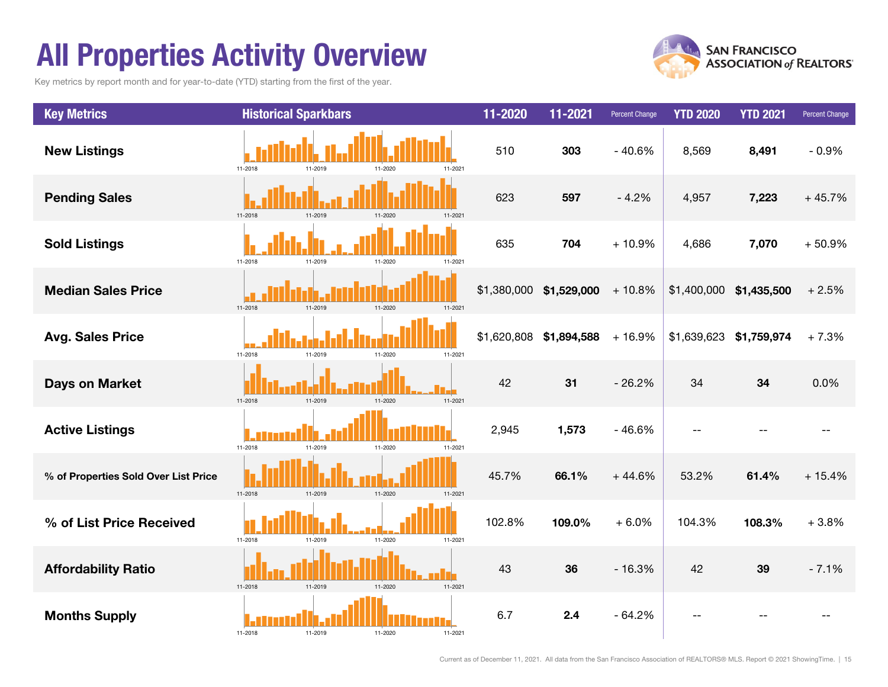# All Properties Activity Overview

Key metrics by report month and for year-to-date (YTD) starting from the first of the year.

| Key Metrics | Historical Sparkbars | 11-2020 | 11-2021 | Percent Change | YTD 2020 | YTD 2021 | Percent Change |
|---|---|---|---|---|---|---|---|
| New Listings | 11-2018 11-2019 11-2020 11-2021 | 510 | **303** | - 40.6% | 8,569 | **8,491** | - 0.9% |
| Pending Sales | 11-2018 11-2019 11-2020 11-2021 | 623 | **597** | - 4.2% | 4,957 | **7,223** | + 45.7% |
| Sold Listings | 11-2018 11-2019 11-2020 11-2021 | 635 | **704** | + 10.9% | 4,686 | **7,070** | + 50.9% |
| Median Sales Price | 11-2018 11-2019 11-2020 11-2021 | $1,380,000 | **$1,529,000** | + 10.8% | $1,400,000 | **$1,435,500** | + 2.5% |
| Avg. Sales Price | 11-2018 11-2019 11-2020 11-2021 | $1,620,808 | **$1,894,588** | + 16.9% | $1,639,623 | **$1,759,974** | + 7.3% |
| Days on Market | 11-2018 11-2019 11-2020 11-2021 | 42 | **31** | - 26.2% | 34 | **34** | 0.0% |
| Active Listings | 11-2018 11-2019 11-2020 11-2021 | 2,945 | **1,573** | - 46.6% | -- | -- | -- |
| % of Properties Sold Over List Price | 11-2018 11-2019 11-2020 11-2021 | 45.7% | **66.1%** | + 44.6% | 53.2% | **61.4%** | + 15.4% |
| % of List Price Received | 11-2018 11-2019 11-2020 11-2021 | 102.8% | **109.0%** | + 6.0% | 104.3% | **108.3%** | + 3.8% |
| Affordability Ratio | 11-2018 11-2019 11-2020 11-2021 | 43 | **36** | - 16.3% | 42 | **39** | - 7.1% |
| Months Supply | 11-2018 11-2019 11-2020 11-2021 | 6.7 | **2.4** | - 64.2% | -- | -- | -- |

Current as of December 11, 2021. All data from the San Francisco Association of REALTORS® MLS. Report © 2021 ShowingTime.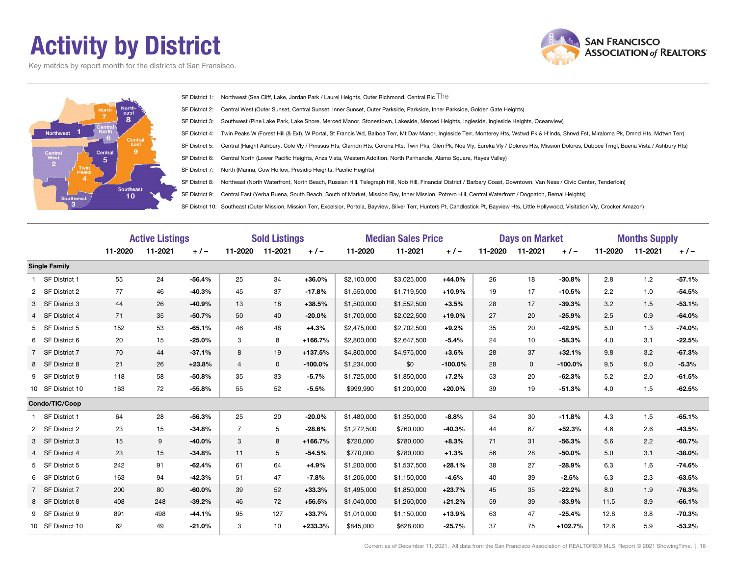# Activity by District

Key metrics by report month for the districts of San Fransisco.

SAN FRANCISCO ASSOCIATION of REALTORS®

SF District 1: Northwest (Sea Cliff, Lake, Jordan Park / Laurel Heights, Outer Richmond, Central Ric The

SF District 2: Central West (Outer Sunset, Central Sunset, Inner Sunset, Outer Parkside, Parkside, Inner Parkside, Golden Gate Heights)

SF District 3: Southwest (Pine Lake Park, Lake Shore, Merced Manor, Stonestown, Lakeside, Merced Heights, Ingleside, Ingleside Heights, Oceanview)

SF District 4: Twin Peaks W (Forest Hill (& Ext), W Portal, St Francis Wd, Balboa Terr, Mt Dav Manor, Ingleside Terr, Monterey Hts, Wstwd Pk & H'lnds, Shrwd Fst, Miraloma Pk, Dmnd Hts, Mdtwn Ter)

SF District 5: Central (Haight Ashbury, Cole Vly / Prnssus Hts, Clarndn Hts, Corona Hts, Twin Pks, Glen Pk, Noe Vly, Eureka Vly / Dolores Hts, Mission Dolores, Duboce Trngl, Buena Vista / Ashbury Hts)

SF District 6: Central North (Lower Pacific Heights, Anza Vista, Western Addition, North Panhandle, Alamo Square, Hayes Valley)

SF District 7: North (Marina, Cow Hollow, Presidio Heights, Pacific Heights)

SF District 8: Northeast (North Waterfront, North Beach, Russian Hill, Telegraph Hill, Nob Hill, Financial District / Barbary Coast, Downtown, Van Ness / Civic Center, Tenderloin)

SF District 9: Central East (Yerba Buena, South Beach, South of Market, Mission Bay, Inner Mission, Potrero Hill, Central Waterfront / Dogpatch, Bernal Heights)

SF District 10: Southeast (Outer Mission, Mission Terr, Excelsior, Portola, Bayview, Silver Terr, Hunters Pt, Candlestick Pt, Bayview Hts, Little Hollywood, Visitation Vly, Crocker Amazon)

Northwest 1
Central West 2
Southwest 3
Twin Peaks 4
Central 5
Central North 6
North 7
North-east 8
Central East 9
Southeast 10

| | Active Listings | | | Sold Listings | | | Median Sales Price | | | Days on Market | | | Months Supply | | |
|---|---|---|---|---|---|---|---|---|---|---|---|---|---|---|---|
| | 11-2020 | 11-2021 | + / – | 11-2020 | 11-2021 | + / – | 11-2020 | 11-2021 | + / – | 11-2020 | 11-2021 | + / – | 11-2020 | 11-2021 | + / – |
| **Single Family** | | | | | | | | | | | | | | | |
| 1 SF District 1 | 55 | 24 | **-56.4%** | 25 | 34 | **+36.0%** | $2,100,000 | $3,025,000 | **+44.0%** | 26 | 18 | **-30.8%** | 2.8 | 1.2 | **-57.1%** |
| 2 SF District 2 | 77 | 46 | **-40.3%** | 45 | 37 | **-17.8%** | $1,550,000 | $1,719,500 | **+10.9%** | 19 | 17 | **-10.5%** | 2.2 | 1.0 | **-54.5%** |
| 3 SF District 3 | 44 | 26 | **-40.9%** | 13 | 18 | **+38.5%** | $1,500,000 | $1,552,500 | **+3.5%** | 28 | 17 | **-39.3%** | 3.2 | 1.5 | **-53.1%** |
| 4 SF District 4 | 71 | 35 | **-50.7%** | 50 | 40 | **-20.0%** | $1,700,000 | $2,022,500 | **+19.0%** | 27 | 20 | **-25.9%** | 2.5 | 0.9 | **-64.0%** |
| 5 SF District 5 | 152 | 53 | **-65.1%** | 46 | 48 | **+4.3%** | $2,475,000 | $2,702,500 | **+9.2%** | 35 | 20 | **-42.9%** | 5.0 | 1.3 | **-74.0%** |
| 6 SF District 6 | 20 | 15 | **-25.0%** | 3 | 8 | **+166.7%** | $2,800,000 | $2,647,500 | **-5.4%** | 24 | 10 | **-58.3%** | 4.0 | 3.1 | **-22.5%** |
| 7 SF District 7 | 70 | 44 | **-37.1%** | 8 | 19 | **+137.5%** | $4,800,000 | $4,975,000 | **+3.6%** | 28 | 37 | **+32.1%** | 9.8 | 3.2 | **-67.3%** |
| 8 SF District 8 | 21 | 26 | **+23.8%** | 4 | 0 | **-100.0%** | $1,234,000 | $0 | **-100.0%** | 28 | 0 | **-100.0%** | 9.5 | 9.0 | **-5.3%** |
| 9 SF District 9 | 118 | 58 | **-50.8%** | 35 | 33 | **-5.7%** | $1,725,000 | $1,850,000 | **+7.2%** | 53 | 20 | **-62.3%** | 5.2 | 2.0 | **-61.5%** |
| 10 SF District 10 | 163 | 72 | **-55.8%** | 55 | 52 | **-5.5%** | $999,990 | $1,200,000 | **+20.0%** | 39 | 19 | **-51.3%** | 4.0 | 1.5 | **-62.5%** |
| **Condo/TIC/Coop** | | | | | | | | | | | | | | | |
| 1 SF District 1 | 64 | 28 | **-56.3%** | 25 | 20 | **-20.0%** | $1,480,000 | $1,350,000 | **-8.8%** | 34 | 30 | **-11.8%** | 4.3 | 1.5 | **-65.1%** |
| 2 SF District 2 | 23 | 15 | **-34.8%** | 7 | 5 | **-28.6%** | $1,272,500 | $760,000 | **-40.3%** | 44 | 67 | **+52.3%** | 4.6 | 2.6 | **-43.5%** |
| 3 SF District 3 | 15 | 9 | **-40.0%** | 3 | 8 | **+166.7%** | $720,000 | $780,000 | **+8.3%** | 71 | 31 | **-56.3%** | 5.6 | 2.2 | **-60.7%** |
| 4 SF District 4 | 23 | 15 | **-34.8%** | 11 | 5 | **-54.5%** | $770,000 | $780,000 | **+1.3%** | 56 | 28 | **-50.0%** | 5.0 | 3.1 | **-38.0%** |
| 5 SF District 5 | 242 | 91 | **-62.4%** | 61 | 64 | **+4.9%** | $1,200,000 | $1,537,500 | **+28.1%** | 38 | 27 | **-28.9%** | 6.3 | 1.6 | **-74.6%** |
| 6 SF District 6 | 163 | 94 | **-42.3%** | 51 | 47 | **-7.8%** | $1,206,000 | $1,150,000 | **-4.6%** | 40 | 39 | **-2.5%** | 6.3 | 2.3 | **-63.5%** |
| 7 SF District 7 | 200 | 80 | **-60.0%** | 39 | 52 | **+33.3%** | $1,495,000 | $1,850,000 | **+23.7%** | 45 | 35 | **-22.2%** | 8.0 | 1.9 | **-76.3%** |
| 8 SF District 8 | 408 | 248 | **-39.2%** | 46 | 72 | **+56.5%** | $1,040,000 | $1,260,000 | **+21.2%** | 59 | 39 | **-33.9%** | 11.5 | 3.9 | **-66.1%** |
| 9 SF District 9 | 891 | 498 | **-44.1%** | 95 | 127 | **+33.7%** | $1,010,000 | $1,150,000 | **+13.9%** | 63 | 47 | **-25.4%** | 12.8 | 3.8 | **-70.3%** |
| 10 SF District 10 | 62 | 49 | **-21.0%** | 3 | 10 | **+233.3%** | $845,000 | $628,000 | **-25.7%** | 37 | 75 | **+102.7%** | 12.6 | 5.9 | **-53.2%** |

Current as of December 11, 2021. All data from the San Francisco Association of REALTORS® MLS. Report © 2021 ShowingTime.